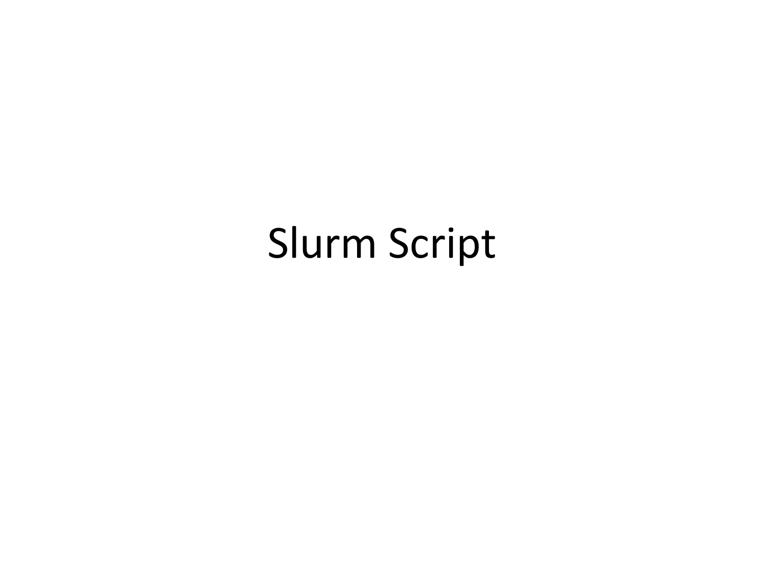# Slurm Script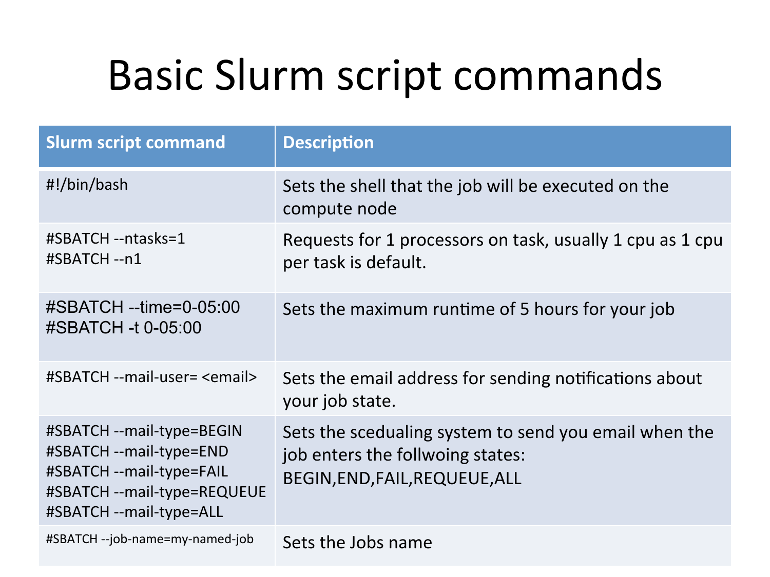# Basic Slurm script commands

| Slurm script command | Description |
| --- | --- |
| #!/bin/bash | Sets the shell that the job will be executed on the compute node |
| #SBATCH --ntasks=1<br>#SBATCH --n1 | Requests for 1 processors on task, usually 1 cpu as 1 cpu per task is default. |
| #SBATCH --time=0-05:00<br>#SBATCH -t 0-05:00 | Sets the maximum runtime of 5 hours for your job |
| #SBATCH --mail-user= <email> | Sets the email address for sending notifications about your job state. |
| #SBATCH --mail-type=BEGIN<br>#SBATCH --mail-type=END<br>#SBATCH --mail-type=FAIL<br>#SBATCH --mail-type=REQUEUE<br>#SBATCH --mail-type=ALL | Sets the scedualing system to send you email when the job enters the follwoing states:<br>BEGIN,END,FAIL,REQUEUE,ALL |
| #SBATCH --job-name=my-named-job | Sets the Jobs name |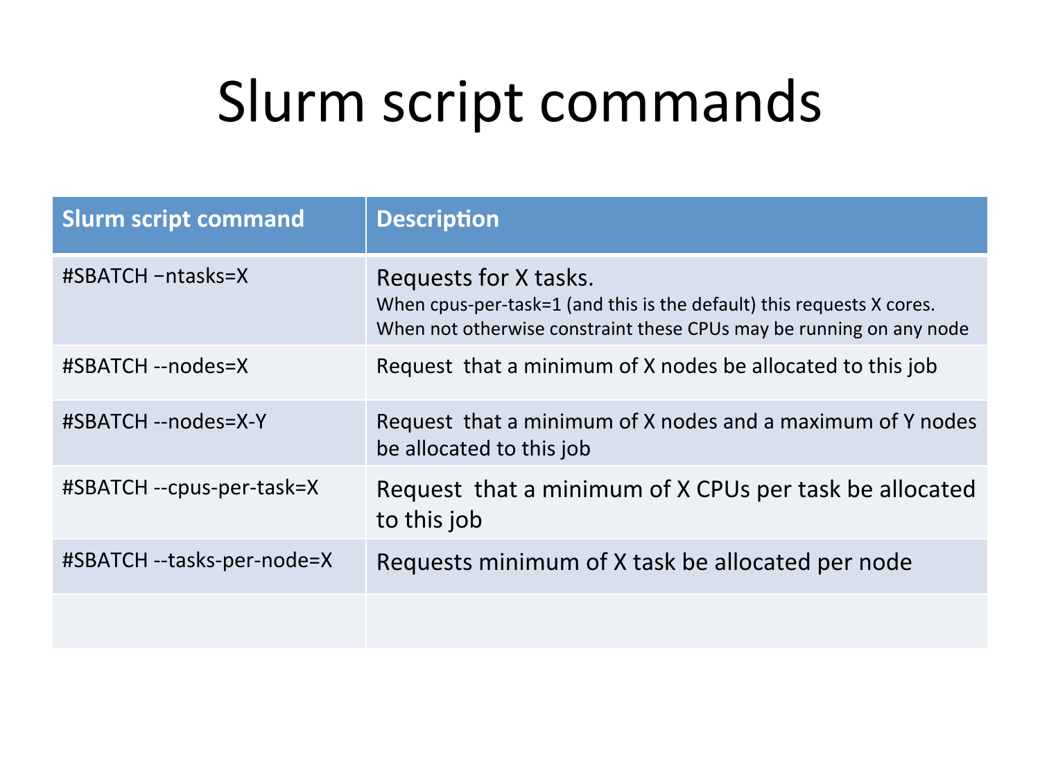# Slurm script commands

| Slurm script command | Description |
| --- | --- |
| #SBATCH −ntasks=X | Requests for X tasks.<br>When cpus-per-task=1 (and this is the default) this requests X cores. When not otherwise constraint these CPUs may be running on any node |
| #SBATCH --nodes=X | Request that a minimum of X nodes be allocated to this job |
| #SBATCH --nodes=X-Y | Request that a minimum of X nodes and a maximum of Y nodes be allocated to this job |
| #SBATCH --cpus-per-task=X | Request that a minimum of X CPUs per task be allocated to this job |
| #SBATCH --tasks-per-node=X | Requests minimum of X task be allocated per node |
| | |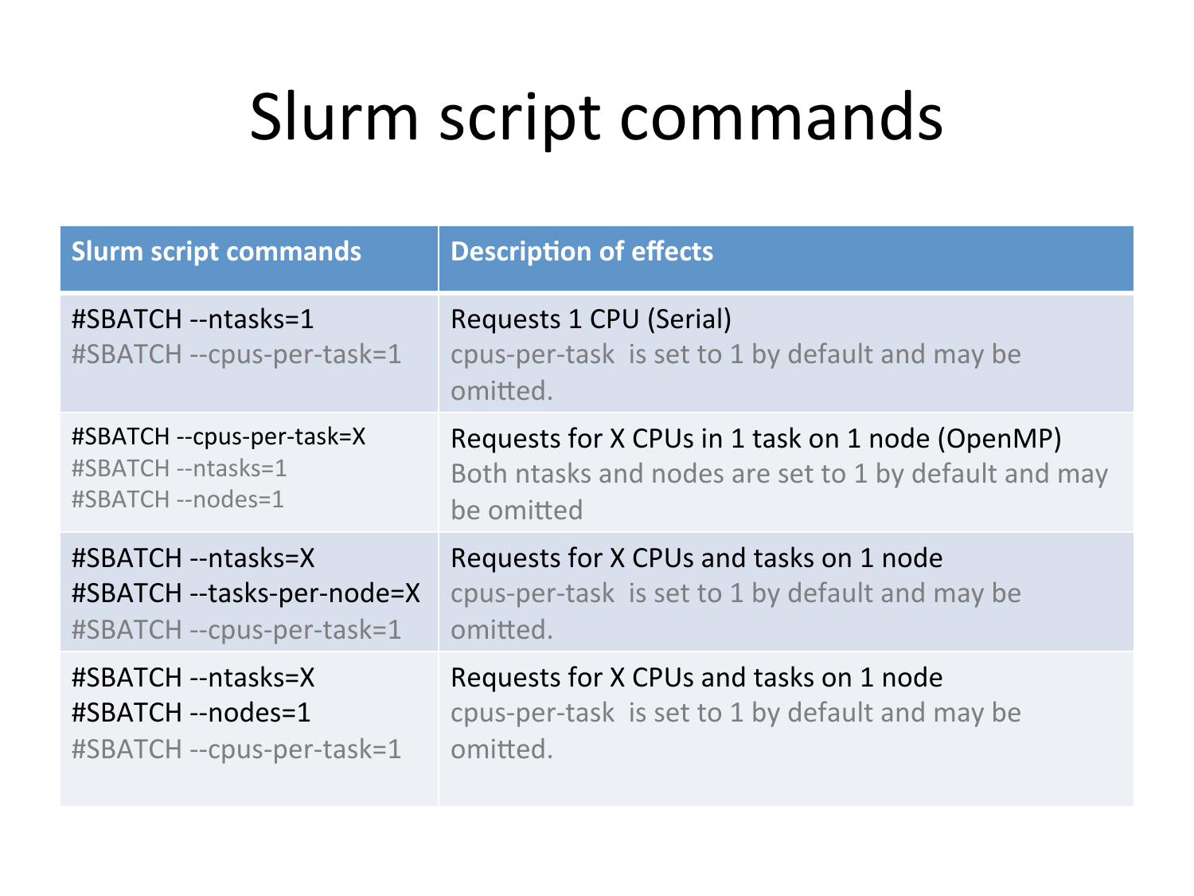# Slurm script commands

| Slurm script commands | Description of effects |
| --- | --- |
| #SBATCH --ntasks=1<br>#SBATCH --cpus-per-task=1 | Requests 1 CPU (Serial)<br>cpus-per-task is set to 1 by default and may be omitted. |
| #SBATCH --cpus-per-task=X<br>#SBATCH --ntasks=1<br>#SBATCH --nodes=1 | Requests for X CPUs in 1 task on 1 node (OpenMP)<br>Both ntasks and nodes are set to 1 by default and may be omitted |
| #SBATCH --ntasks=X<br>#SBATCH --tasks-per-node=X<br>#SBATCH --cpus-per-task=1 | Requests for X CPUs and tasks on 1 node<br>cpus-per-task is set to 1 by default and may be omitted. |
| #SBATCH --ntasks=X<br>#SBATCH --nodes=1<br>#SBATCH --cpus-per-task=1 | Requests for X CPUs and tasks on 1 node<br>cpus-per-task is set to 1 by default and may be omitted. |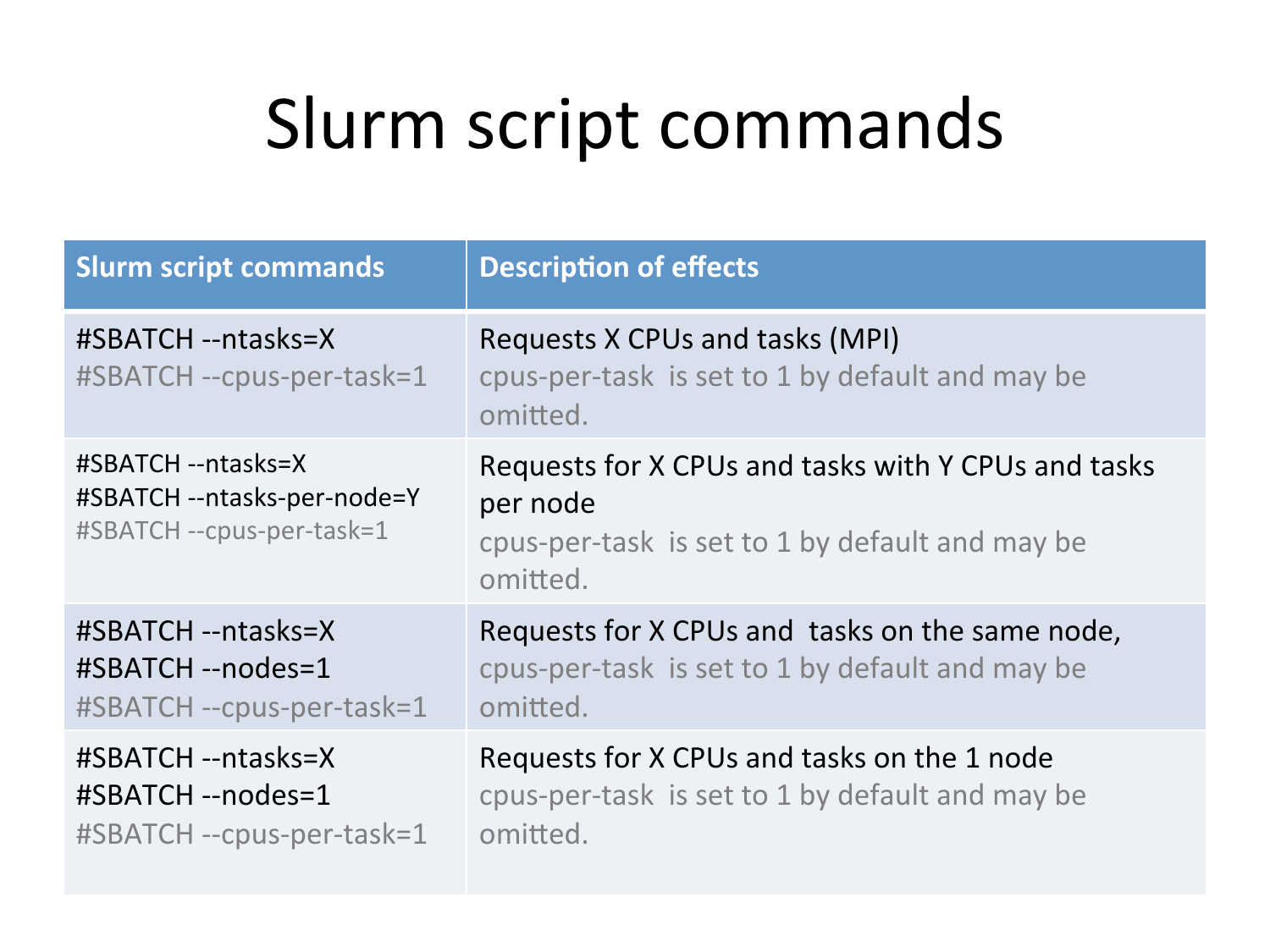# Slurm script commands

| Slurm script commands | Description of effects |
| --- | --- |
| #SBATCH --ntasks=X<br>#SBATCH --cpus-per-task=1 | Requests X CPUs and tasks (MPI)<br>cpus-per-task is set to 1 by default and may be omitted. |
| #SBATCH --ntasks=X<br>#SBATCH --ntasks-per-node=Y<br>#SBATCH --cpus-per-task=1 | Requests for X CPUs and tasks with Y CPUs and tasks per node<br>cpus-per-task is set to 1 by default and may be omitted. |
| #SBATCH --ntasks=X<br>#SBATCH --nodes=1<br>#SBATCH --cpus-per-task=1 | Requests for X CPUs and tasks on the same node,<br>cpus-per-task is set to 1 by default and may be omitted. |
| #SBATCH --ntasks=X<br>#SBATCH --nodes=1<br>#SBATCH --cpus-per-task=1 | Requests for X CPUs and tasks on the 1 node<br>cpus-per-task is set to 1 by default and may be omitted. |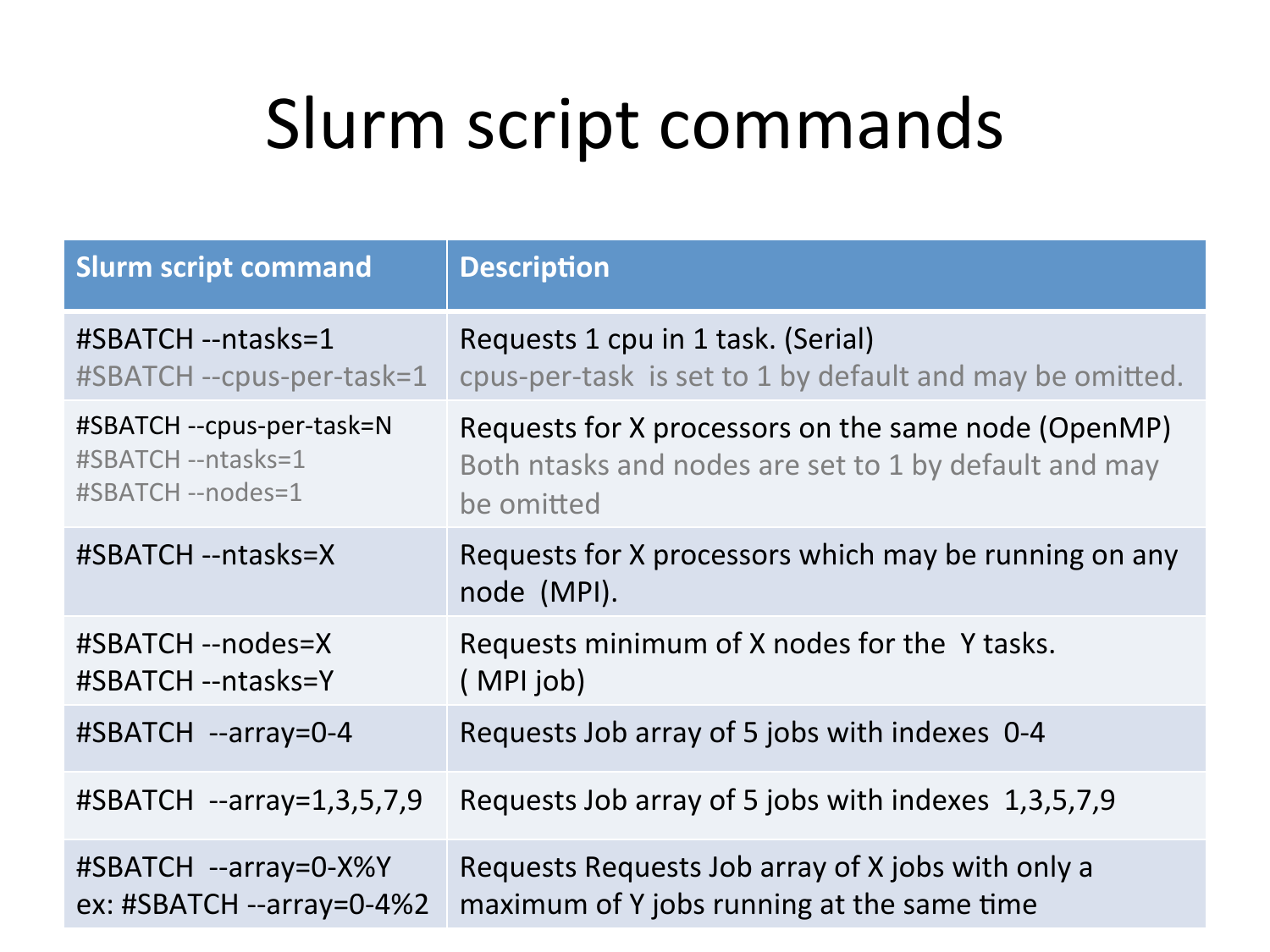# Slurm script commands

| Slurm script command | Description |
| --- | --- |
| #SBATCH --ntasks=1<br>#SBATCH --cpus-per-task=1 | Requests 1 cpu in 1 task. (Serial)<br>cpus-per-task is set to 1 by default and may be omitted. |
| #SBATCH --cpus-per-task=N<br>#SBATCH --ntasks=1<br>#SBATCH --nodes=1 | Requests for X processors on the same node (OpenMP)<br>Both ntasks and nodes are set to 1 by default and may be omitted |
| #SBATCH --ntasks=X | Requests for X processors which may be running on any node (MPI). |
| #SBATCH --nodes=X<br>#SBATCH --ntasks=Y | Requests minimum of X nodes for the Y tasks.<br>( MPI job) |
| #SBATCH --array=0-4 | Requests Job array of 5 jobs with indexes 0-4 |
| #SBATCH --array=1,3,5,7,9 | Requests Job array of 5 jobs with indexes 1,3,5,7,9 |
| #SBATCH --array=0-X%Y<br>ex: #SBATCH --array=0-4%2 | Requests Requests Job array of X jobs with only a maximum of Y jobs running at the same time |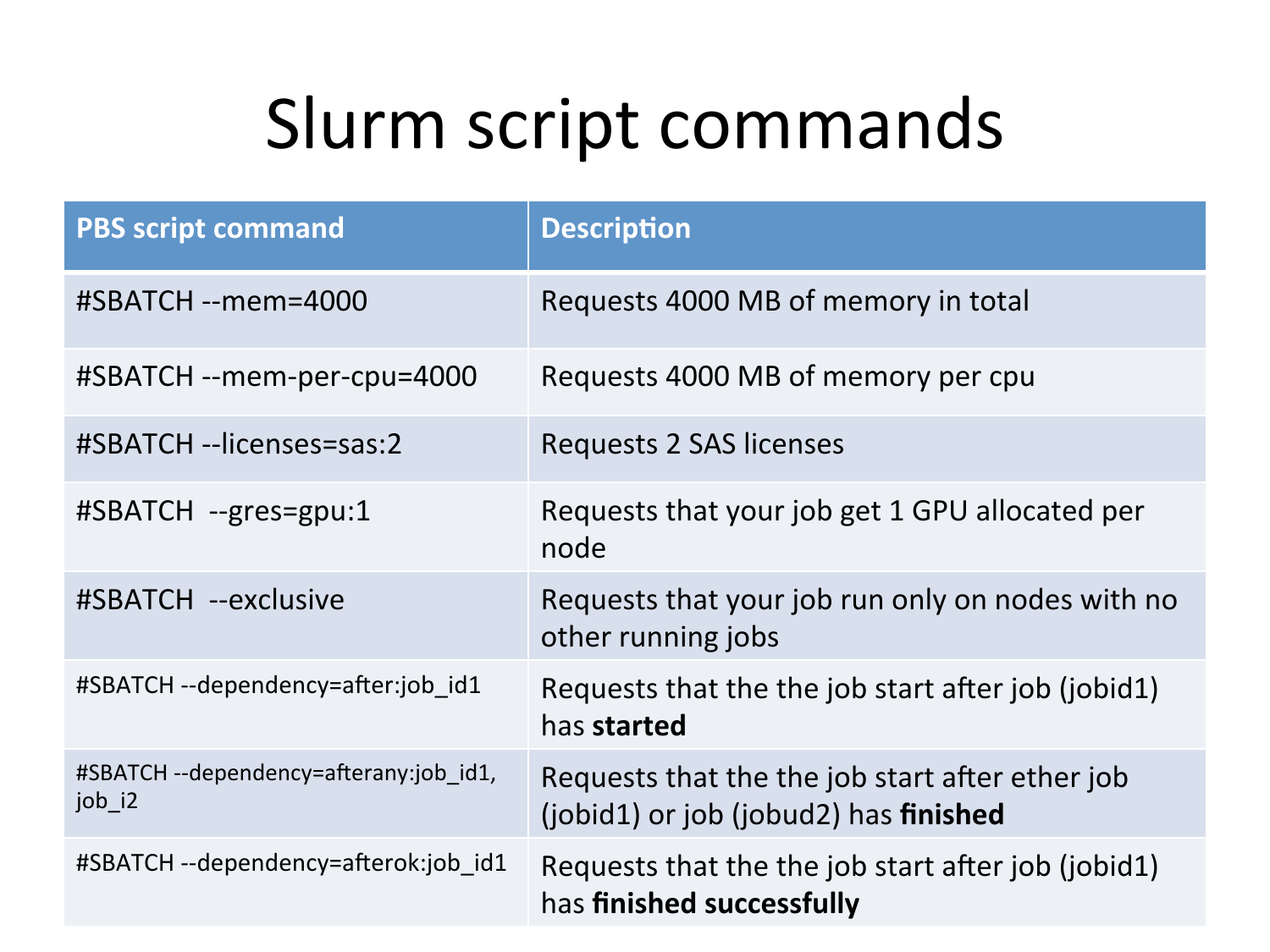# Slurm script commands

| PBS script command | Description |
| --- | --- |
| #SBATCH --mem=4000 | Requests 4000 MB of memory in total |
| #SBATCH --mem-per-cpu=4000 | Requests 4000 MB of memory per cpu |
| #SBATCH --licenses=sas:2 | Requests 2 SAS licenses |
| #SBATCH  --gres=gpu:1 | Requests that your job get 1 GPU allocated per node |
| #SBATCH  --exclusive | Requests that your job run only on nodes with no other running jobs |
| #SBATCH --dependency=after:job_id1 | Requests that the the job start after job (jobid1) has **started** |
| #SBATCH --dependency=afterany:job_id1, job_i2 | Requests that the the job start after ether job (jobid1) or job (jobud2) has **finished** |
| #SBATCH --dependency=afterok:job_id1 | Requests that the the job start after job (jobid1) has **finished successfully** |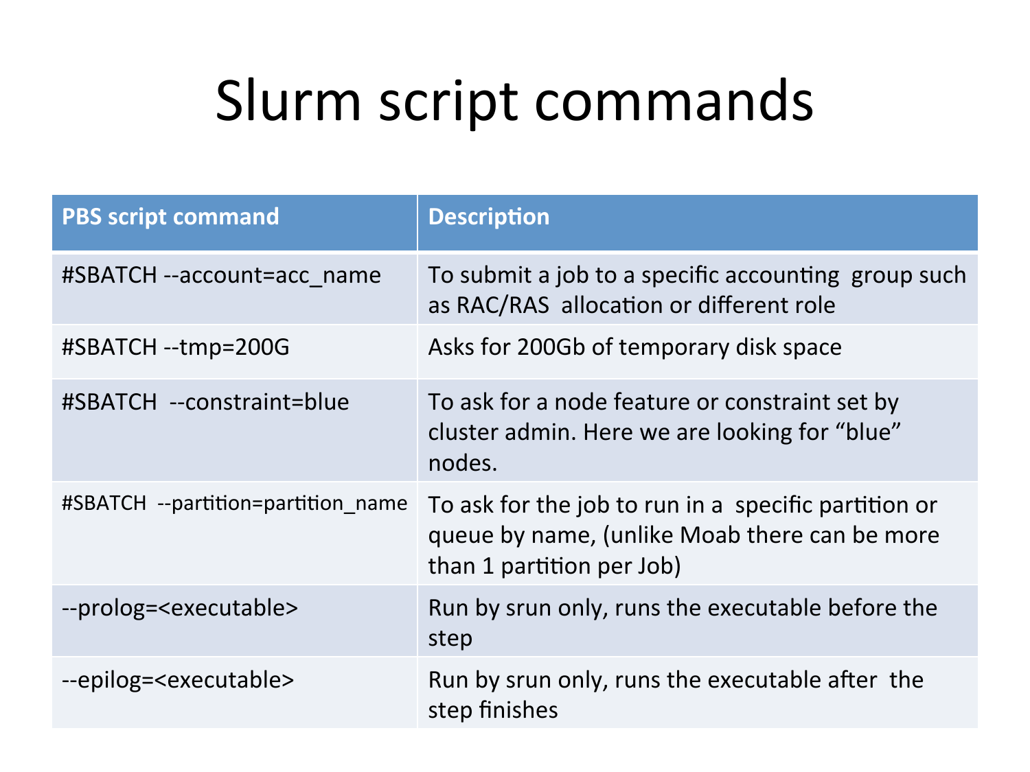# Slurm script commands

| PBS script command | Description |
| --- | --- |
| #SBATCH --account=acc_name | To submit a job to a specific accounting group such as RAC/RAS allocation or different role |
| #SBATCH --tmp=200G | Asks for 200Gb of temporary disk space |
| #SBATCH --constraint=blue | To ask for a node feature or constraint set by cluster admin. Here we are looking for "blue" nodes. |
| #SBATCH --partition=partition_name | To ask for the job to run in a specific partition or queue by name, (unlike Moab there can be more than 1 partition per Job) |
| --prolog=<executable> | Run by srun only, runs the executable before the step |
| --epilog=<executable> | Run by srun only, runs the executable after the step finishes |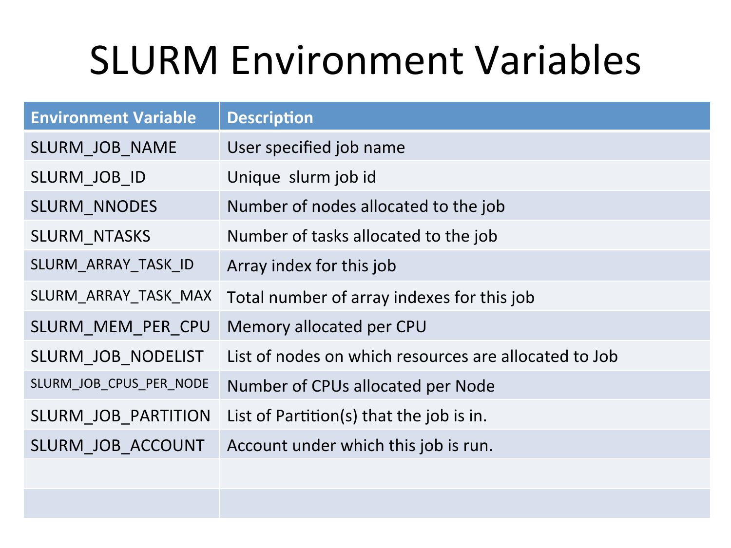# SLURM Environment Variables

| Environment Variable | Description |
|---|---|
| SLURM_JOB_NAME | User specified job name |
| SLURM_JOB_ID | Unique  slurm job id |
| SLURM_NNODES | Number of nodes allocated to the job |
| SLURM_NTASKS | Number of tasks allocated to the job |
| SLURM_ARRAY_TASK_ID | Array index for this job |
| SLURM_ARRAY_TASK_MAX | Total number of array indexes for this job |
| SLURM_MEM_PER_CPU | Memory allocated per CPU |
| SLURM_JOB_NODELIST | List of nodes on which resources are allocated to Job |
| SLURM_JOB_CPUS_PER_NODE | Number of CPUs allocated per Node |
| SLURM_JOB_PARTITION | List of Partition(s) that the job is in. |
| SLURM_JOB_ACCOUNT | Account under which this job is run. |
| | |
| | |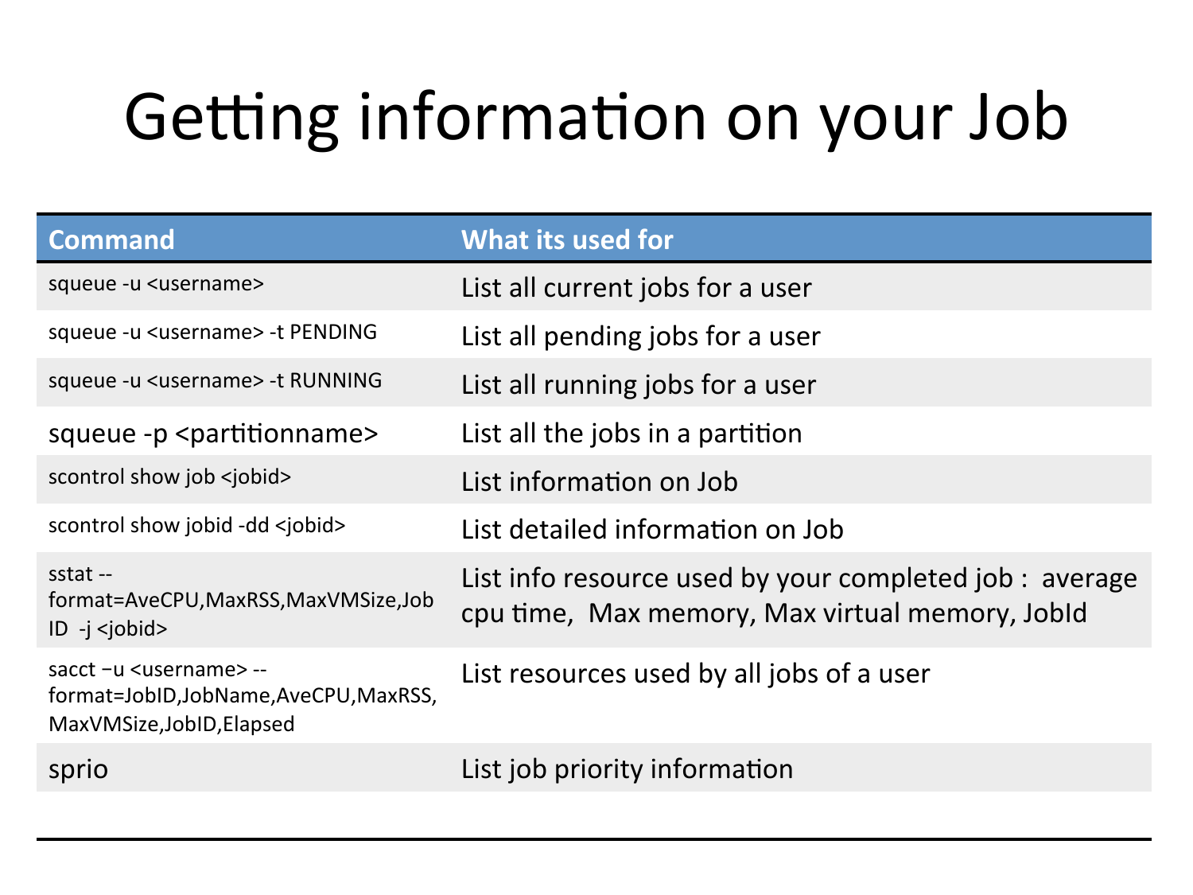# Getting information on your Job

| Command | What its used for |
| --- | --- |
| squeue -u <username> | List all current jobs for a user |
| squeue -u <username> -t PENDING | List all pending jobs for a user |
| squeue -u <username> -t RUNNING | List all running jobs for a user |
| squeue -p <partitionname> | List all the jobs in a partition |
| scontrol show job <jobid> | List information on Job |
| scontrol show jobid -dd <jobid> | List detailed information on Job |
| sstat --format=AveCPU,MaxRSS,MaxVMSize,JobID -j <jobid> | List info resource used by your completed job : average cpu time, Max memory, Max virtual memory, JobId |
| sacct −u <username> --format=JobID,JobName,AveCPU,MaxRSS,MaxVMSize,JobID,Elapsed | List resources used by all jobs of a user |
| sprio | List job priority information |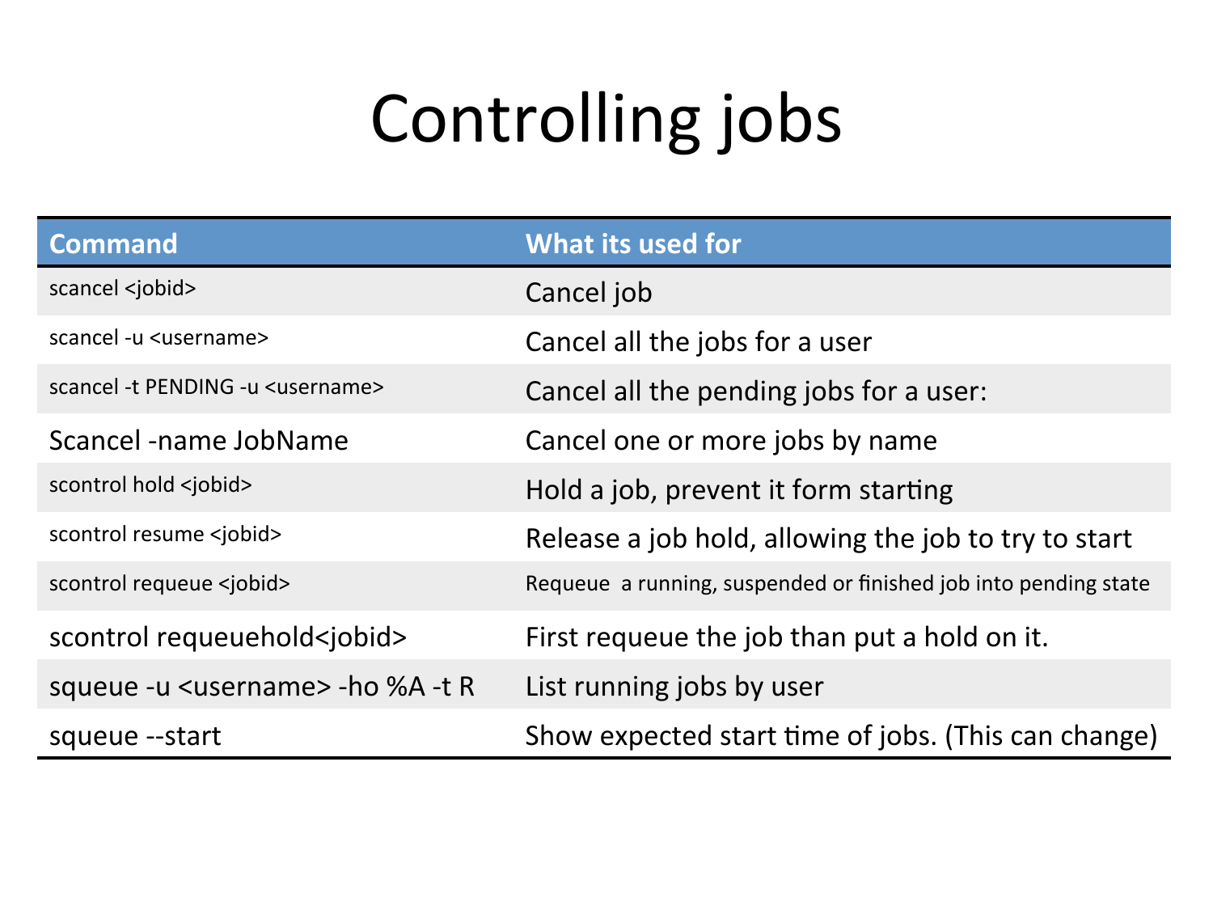# Controlling jobs

| Command | What its used for |
| --- | --- |
| scancel <jobid> | Cancel job |
| scancel -u <username> | Cancel all the jobs for a user |
| scancel -t PENDING -u <username> | Cancel all the pending jobs for a user: |
| Scancel -name JobName | Cancel one or more jobs by name |
| scontrol hold <jobid> | Hold a job, prevent it form starting |
| scontrol resume <jobid> | Release a job hold, allowing the job to try to start |
| scontrol requeue <jobid> | Requeue a running, suspended or finished job into pending state |
| scontrol requeuehold<jobid> | First requeue the job than put a hold on it. |
| squeue -u <username> -ho %A -t R | List running jobs by user |
| squeue --start | Show expected start time of jobs. (This can change) |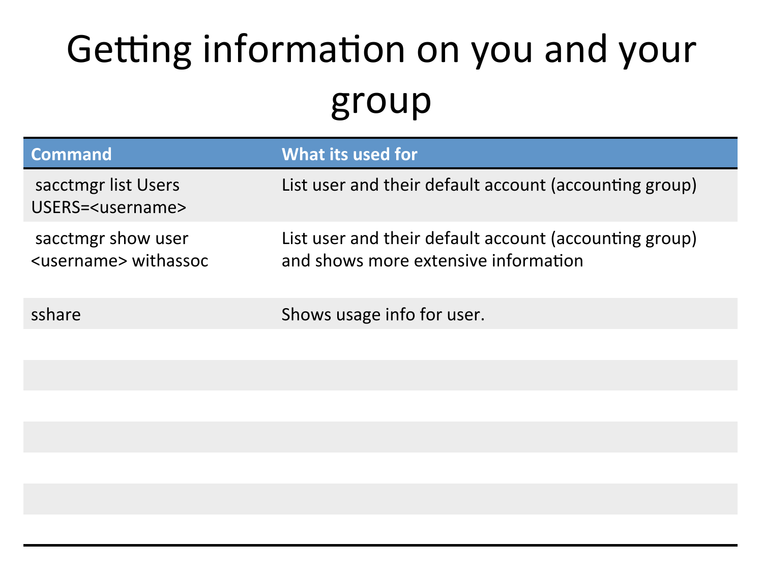# Getting information on you and your group

| Command | What its used for |
| --- | --- |
| sacctmgr list Users USERS=<username> | List user and their default account (accounting group) |
| sacctmgr show user <username> withassoc | List user and their default account (accounting group) and shows more extensive information |
| sshare | Shows usage info for user. |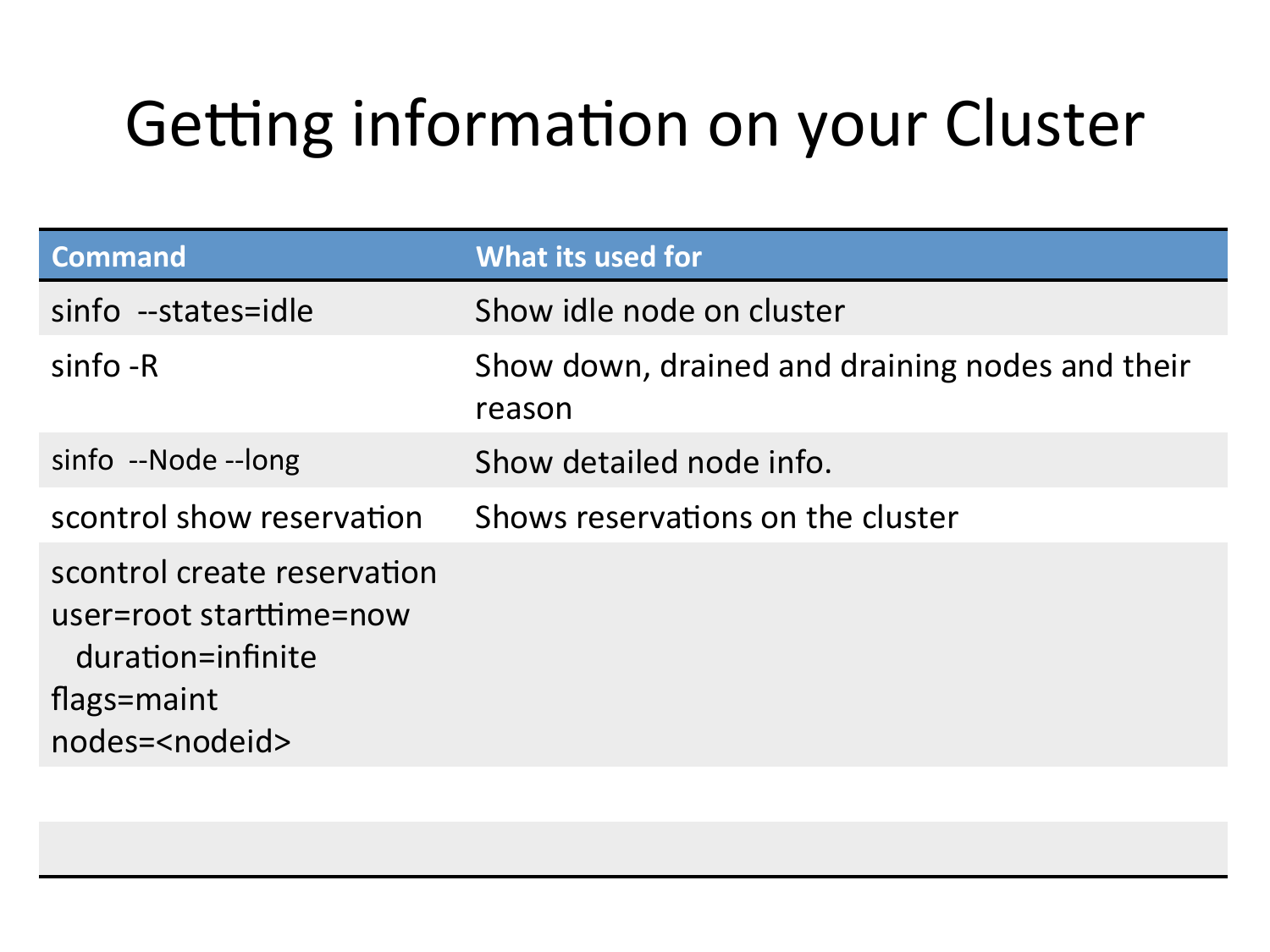# Getting information on your Cluster

| Command | What its used for |
|---|---|
| sinfo --states=idle | Show idle node on cluster |
| sinfo -R | Show down, drained and draining nodes and their reason |
| sinfo --Node --long | Show detailed node info. |
| scontrol show reservation | Shows reservations on the cluster |
| scontrol create reservation user=root starttime=now duration=infinite flags=maint nodes=<nodeid> | |
| | |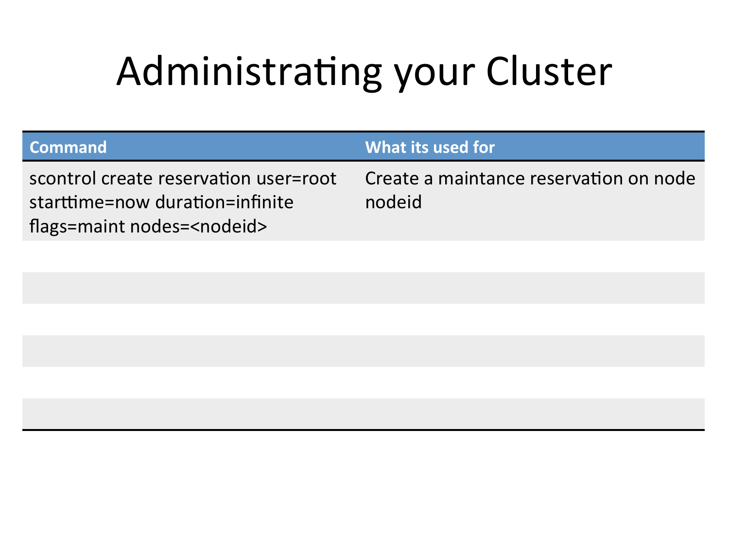# Administrating your Cluster

| Command | What its used for |
| --- | --- |
| scontrol create reservation user=root starttime=now duration=infinite flags=maint nodes=<nodeid> | Create a maintance reservation on node nodeid |
| | |
| | |
| | |
| | |
| | |